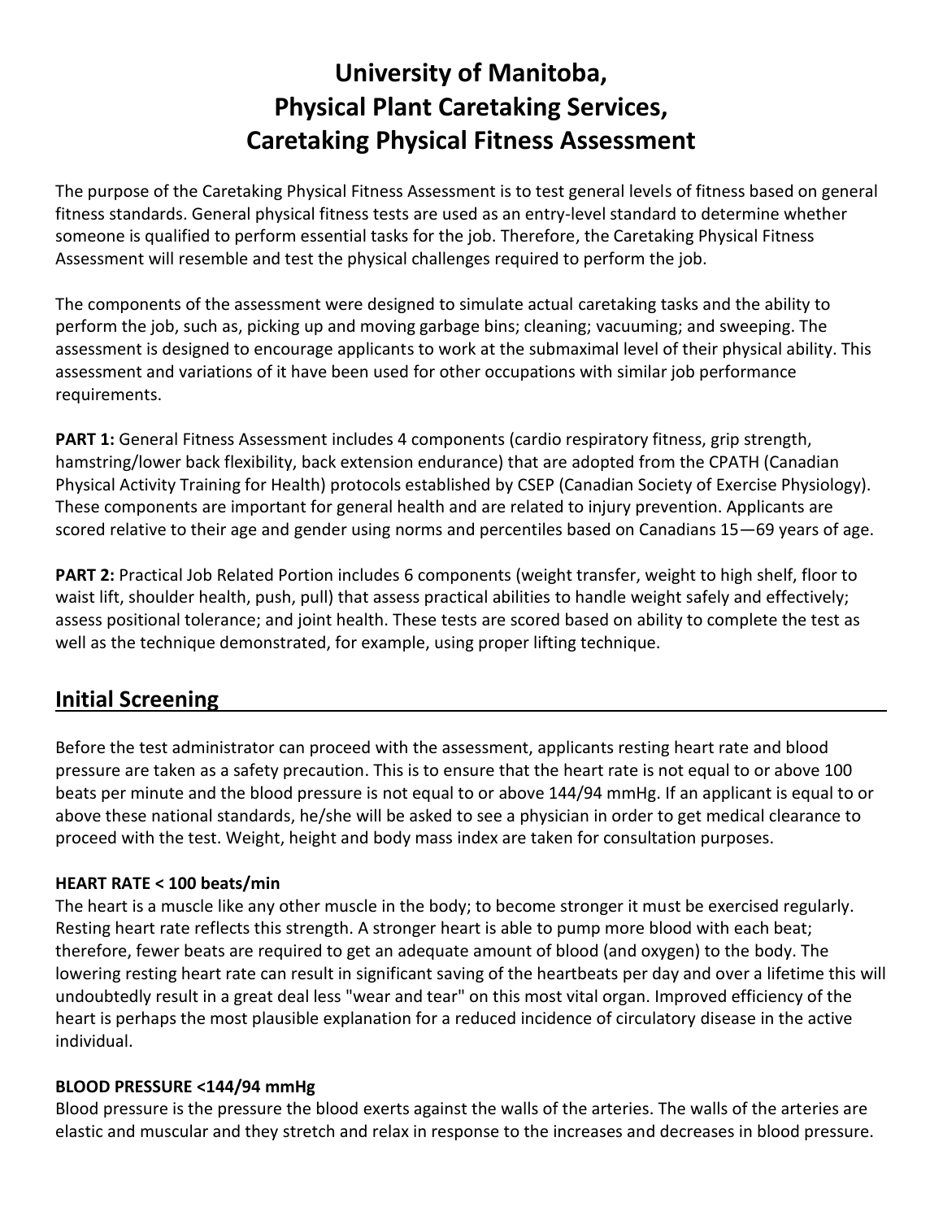# University of Manitoba,
# Physical Plant Caretaking Services,
# Caretaking Physical Fitness Assessment

The purpose of the Caretaking Physical Fitness Assessment is to test general levels of fitness based on general fitness standards. General physical fitness tests are used as an entry-level standard to determine whether someone is qualified to perform essential tasks for the job. Therefore, the Caretaking Physical Fitness Assessment will resemble and test the physical challenges required to perform the job.

The components of the assessment were designed to simulate actual caretaking tasks and the ability to perform the job, such as, picking up and moving garbage bins; cleaning; vacuuming; and sweeping. The assessment is designed to encourage applicants to work at the submaximal level of their physical ability. This assessment and variations of it have been used for other occupations with similar job performance requirements.

**PART 1:** General Fitness Assessment includes 4 components (cardio respiratory fitness, grip strength, hamstring/lower back flexibility, back extension endurance) that are adopted from the CPATH (Canadian Physical Activity Training for Health) protocols established by CSEP (Canadian Society of Exercise Physiology). These components are important for general health and are related to injury prevention. Applicants are scored relative to their age and gender using norms and percentiles based on Canadians 15—69 years of age.

**PART 2:** Practical Job Related Portion includes 6 components (weight transfer, weight to high shelf, floor to waist lift, shoulder health, push, pull) that assess practical abilities to handle weight safely and effectively; assess positional tolerance; and joint health. These tests are scored based on ability to complete the test as well as the technique demonstrated, for example, using proper lifting technique.

## Initial Screening

Before the test administrator can proceed with the assessment, applicants resting heart rate and blood pressure are taken as a safety precaution. This is to ensure that the heart rate is not equal to or above 100 beats per minute and the blood pressure is not equal to or above 144/94 mmHg. If an applicant is equal to or above these national standards, he/she will be asked to see a physician in order to get medical clearance to proceed with the test. Weight, height and body mass index are taken for consultation purposes.

### HEART RATE < 100 beats/min

The heart is a muscle like any other muscle in the body; to become stronger it must be exercised regularly. Resting heart rate reflects this strength. A stronger heart is able to pump more blood with each beat; therefore, fewer beats are required to get an adequate amount of blood (and oxygen) to the body. The lowering resting heart rate can result in significant saving of the heartbeats per day and over a lifetime this will undoubtedly result in a great deal less "wear and tear" on this most vital organ. Improved efficiency of the heart is perhaps the most plausible explanation for a reduced incidence of circulatory disease in the active individual.

### BLOOD PRESSURE <144/94 mmHg

Blood pressure is the pressure the blood exerts against the walls of the arteries. The walls of the arteries are elastic and muscular and they stretch and relax in response to the increases and decreases in blood pressure.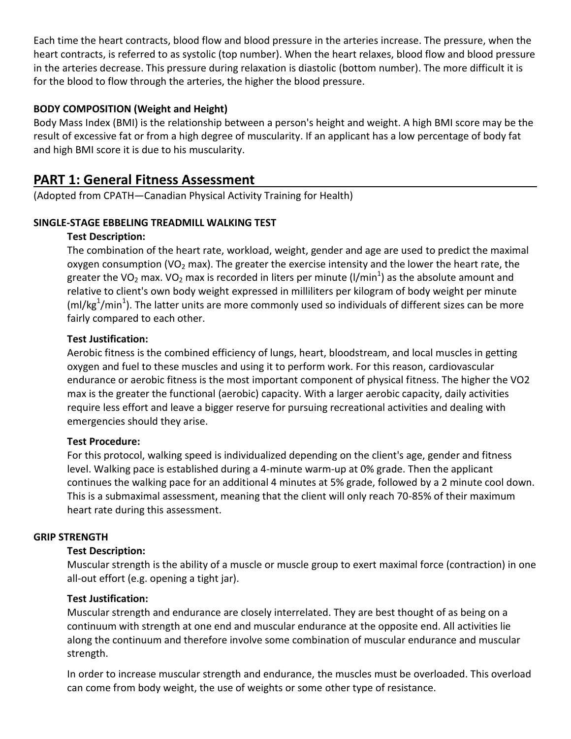Each time the heart contracts, blood flow and blood pressure in the arteries increase. The pressure, when the heart contracts, is referred to as systolic (top number). When the heart relaxes, blood flow and blood pressure in the arteries decrease. This pressure during relaxation is diastolic (bottom number). The more difficult it is for the blood to flow through the arteries, the higher the blood pressure.

**BODY COMPOSITION (Weight and Height)**

Body Mass Index (BMI) is the relationship between a person's height and weight. A high BMI score may be the result of excessive fat or from a high degree of muscularity. If an applicant has a low percentage of body fat and high BMI score it is due to his muscularity.

## PART 1: General Fitness Assessment

(Adopted from CPATH—Canadian Physical Activity Training for Health)

**SINGLE-STAGE EBBELING TREADMILL WALKING TEST**

**Test Description:**

The combination of the heart rate, workload, weight, gender and age are used to predict the maximal oxygen consumption ($VO_2$ max). The greater the exercise intensity and the lower the heart rate, the greater the $VO_2$ max. $VO_2$ max is recorded in liters per minute ($l/min^1$) as the absolute amount and relative to client's own body weight expressed in milliliters per kilogram of body weight per minute ($ml/kg^1/min^1$). The latter units are more commonly used so individuals of different sizes can be more fairly compared to each other.

**Test Justification:**

Aerobic fitness is the combined efficiency of lungs, heart, bloodstream, and local muscles in getting oxygen and fuel to these muscles and using it to perform work. For this reason, cardiovascular endurance or aerobic fitness is the most important component of physical fitness. The higher the VO2 max is the greater the functional (aerobic) capacity. With a larger aerobic capacity, daily activities require less effort and leave a bigger reserve for pursuing recreational activities and dealing with emergencies should they arise.

**Test Procedure:**

For this protocol, walking speed is individualized depending on the client's age, gender and fitness level. Walking pace is established during a 4-minute warm-up at 0% grade. Then the applicant continues the walking pace for an additional 4 minutes at 5% grade, followed by a 2 minute cool down. This is a submaximal assessment, meaning that the client will only reach 70-85% of their maximum heart rate during this assessment.

**GRIP STRENGTH**

**Test Description:**

Muscular strength is the ability of a muscle or muscle group to exert maximal force (contraction) in one all-out effort (e.g. opening a tight jar).

**Test Justification:**

Muscular strength and endurance are closely interrelated. They are best thought of as being on a continuum with strength at one end and muscular endurance at the opposite end. All activities lie along the continuum and therefore involve some combination of muscular endurance and muscular strength.

In order to increase muscular strength and endurance, the muscles must be overloaded. This overload can come from body weight, the use of weights or some other type of resistance.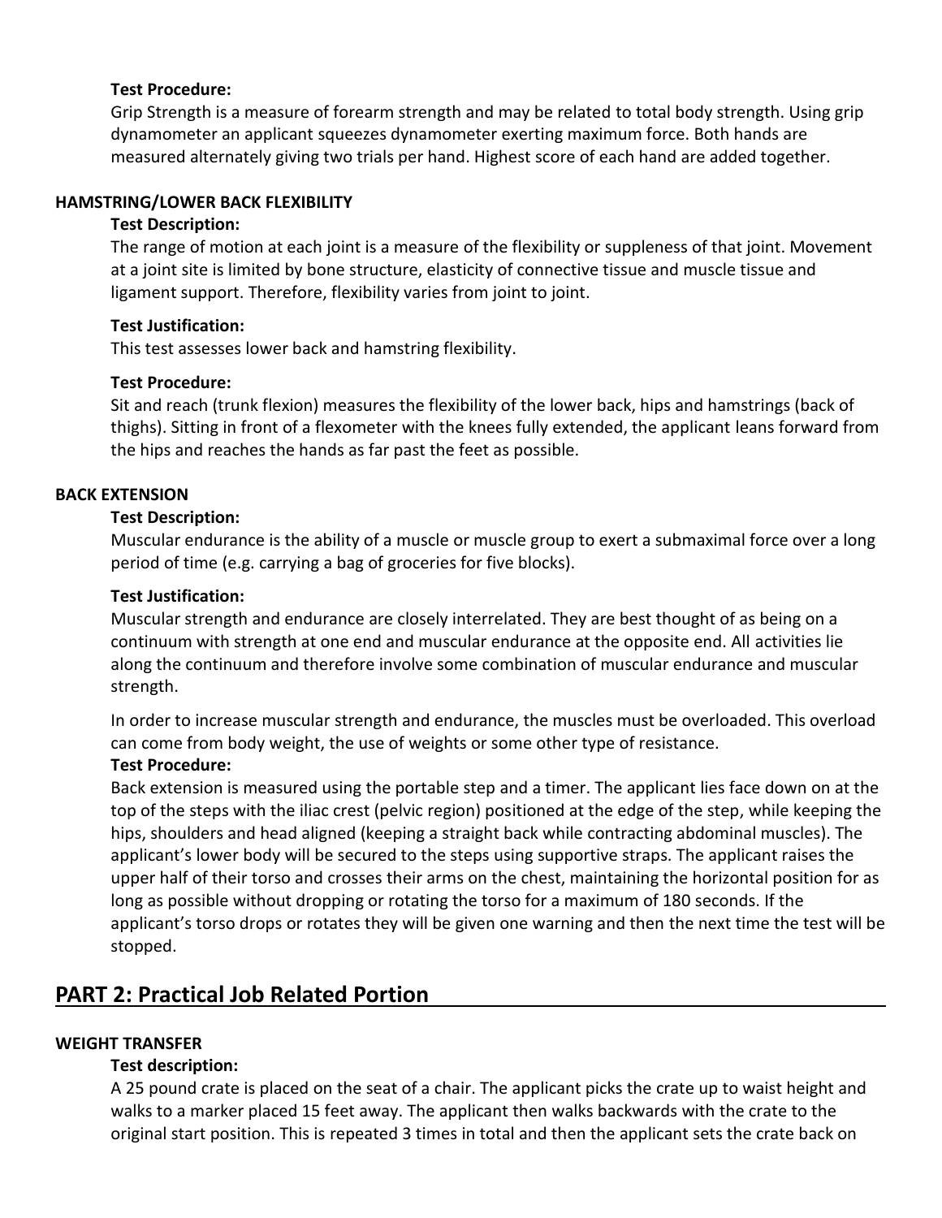**Test Procedure:**

Grip Strength is a measure of forearm strength and may be related to total body strength. Using grip dynamometer an applicant squeezes dynamometer exerting maximum force. Both hands are measured alternately giving two trials per hand. Highest score of each hand are added together.

### HAMSTRING/LOWER BACK FLEXIBILITY

**Test Description:**

The range of motion at each joint is a measure of the flexibility or suppleness of that joint. Movement at a joint site is limited by bone structure, elasticity of connective tissue and muscle tissue and ligament support. Therefore, flexibility varies from joint to joint.

**Test Justification:**

This test assesses lower back and hamstring flexibility.

**Test Procedure:**

Sit and reach (trunk flexion) measures the flexibility of the lower back, hips and hamstrings (back of thighs). Sitting in front of a flexometer with the knees fully extended, the applicant leans forward from the hips and reaches the hands as far past the feet as possible.

### BACK EXTENSION

**Test Description:**

Muscular endurance is the ability of a muscle or muscle group to exert a submaximal force over a long period of time (e.g. carrying a bag of groceries for five blocks).

**Test Justification:**

Muscular strength and endurance are closely interrelated. They are best thought of as being on a continuum with strength at one end and muscular endurance at the opposite end. All activities lie along the continuum and therefore involve some combination of muscular endurance and muscular strength.

In order to increase muscular strength and endurance, the muscles must be overloaded. This overload can come from body weight, the use of weights or some other type of resistance.

**Test Procedure:**

Back extension is measured using the portable step and a timer. The applicant lies face down on at the top of the steps with the iliac crest (pelvic region) positioned at the edge of the step, while keeping the hips, shoulders and head aligned (keeping a straight back while contracting abdominal muscles). The applicant's lower body will be secured to the steps using supportive straps. The applicant raises the upper half of their torso and crosses their arms on the chest, maintaining the horizontal position for as long as possible without dropping or rotating the torso for a maximum of 180 seconds. If the applicant's torso drops or rotates they will be given one warning and then the next time the test will be stopped.

## PART 2: Practical Job Related Portion

### WEIGHT TRANSFER

**Test description:**

A 25 pound crate is placed on the seat of a chair. The applicant picks the crate up to waist height and walks to a marker placed 15 feet away. The applicant then walks backwards with the crate to the original start position. This is repeated 3 times in total and then the applicant sets the crate back on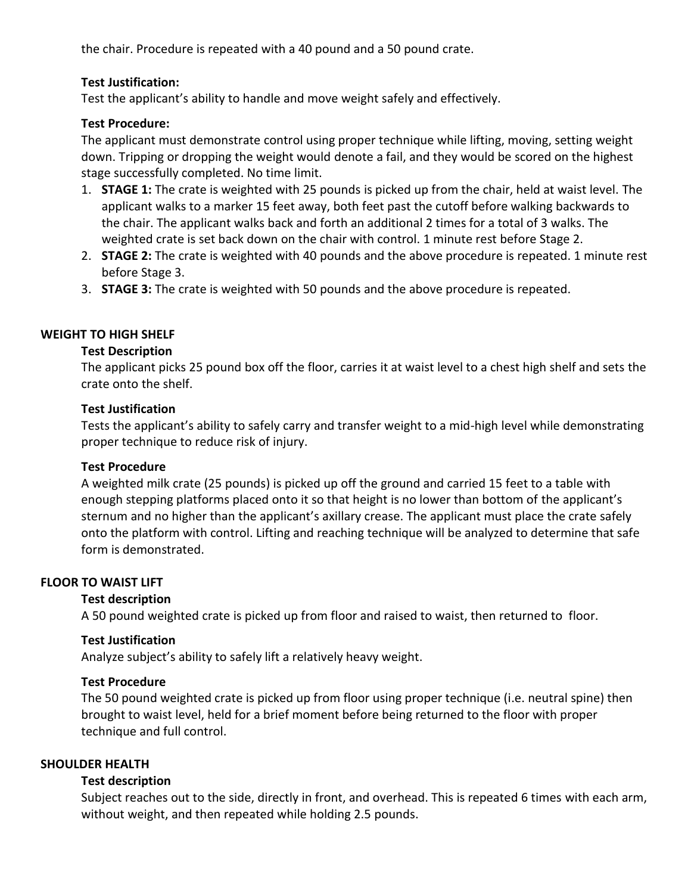the chair. Procedure is repeated with a 40 pound and a 50 pound crate.

**Test Justification:**

Test the applicant's ability to handle and move weight safely and effectively.

**Test Procedure:**

The applicant must demonstrate control using proper technique while lifting, moving, setting weight down. Tripping or dropping the weight would denote a fail, and they would be scored on the highest stage successfully completed. No time limit.

1. **STAGE 1:** The crate is weighted with 25 pounds is picked up from the chair, held at waist level. The applicant walks to a marker 15 feet away, both feet past the cutoff before walking backwards to the chair. The applicant walks back and forth an additional 2 times for a total of 3 walks. The weighted crate is set back down on the chair with control. 1 minute rest before Stage 2.
2. **STAGE 2:** The crate is weighted with 40 pounds and the above procedure is repeated. 1 minute rest before Stage 3.
3. **STAGE 3:** The crate is weighted with 50 pounds and the above procedure is repeated.

## WEIGHT TO HIGH SHELF

**Test Description**

The applicant picks 25 pound box off the floor, carries it at waist level to a chest high shelf and sets the crate onto the shelf.

**Test Justification**

Tests the applicant's ability to safely carry and transfer weight to a mid-high level while demonstrating proper technique to reduce risk of injury.

**Test Procedure**

A weighted milk crate (25 pounds) is picked up off the ground and carried 15 feet to a table with enough stepping platforms placed onto it so that height is no lower than bottom of the applicant's sternum and no higher than the applicant's axillary crease. The applicant must place the crate safely onto the platform with control. Lifting and reaching technique will be analyzed to determine that safe form is demonstrated.

## FLOOR TO WAIST LIFT

**Test description**

A 50 pound weighted crate is picked up from floor and raised to waist, then returned to floor.

**Test Justification**

Analyze subject's ability to safely lift a relatively heavy weight.

**Test Procedure**

The 50 pound weighted crate is picked up from floor using proper technique (i.e. neutral spine) then brought to waist level, held for a brief moment before being returned to the floor with proper technique and full control.

## SHOULDER HEALTH

**Test description**

Subject reaches out to the side, directly in front, and overhead. This is repeated 6 times with each arm, without weight, and then repeated while holding 2.5 pounds.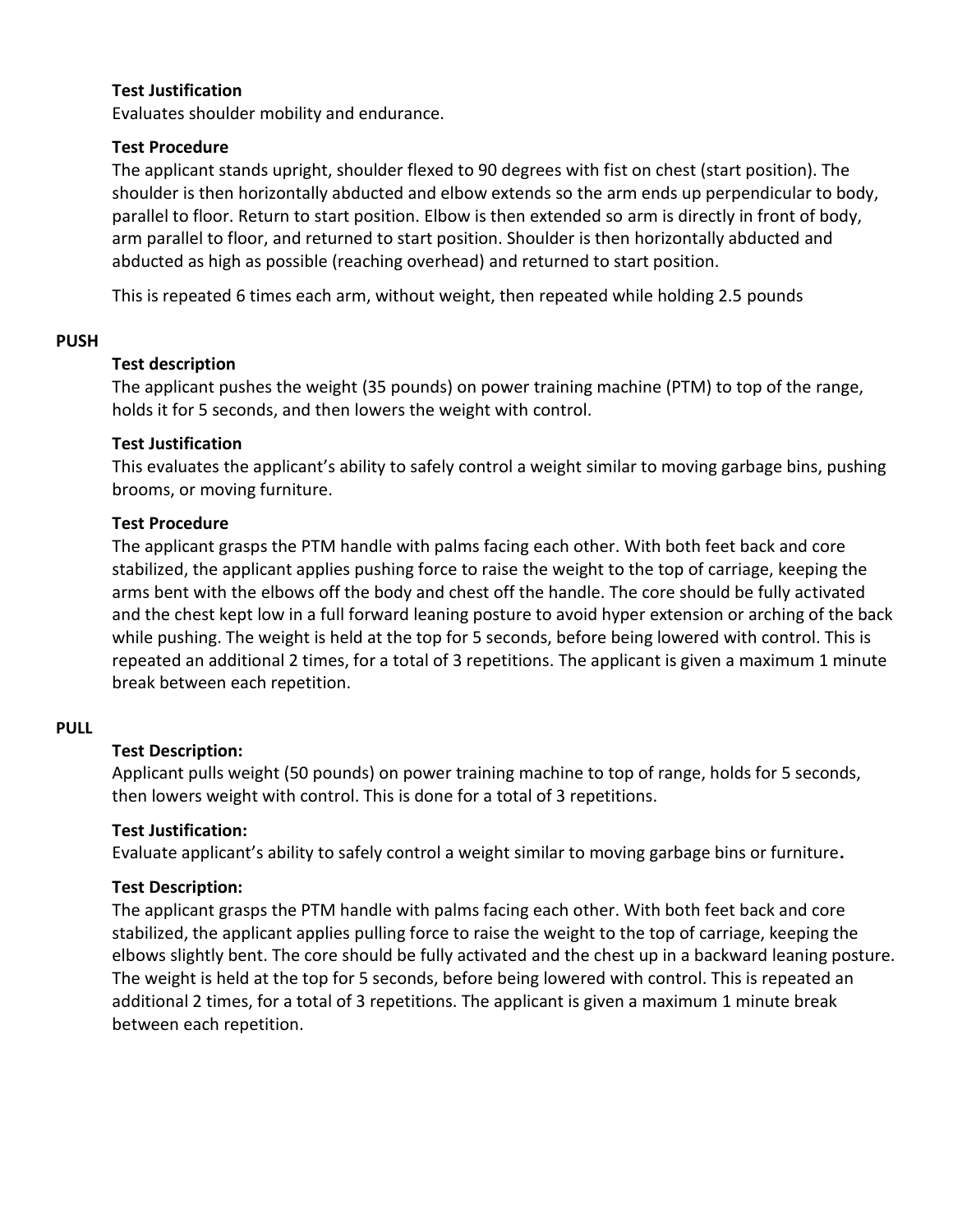**Test Justification**

Evaluates shoulder mobility and endurance.

**Test Procedure**

The applicant stands upright, shoulder flexed to 90 degrees with fist on chest (start position). The shoulder is then horizontally abducted and elbow extends so the arm ends up perpendicular to body, parallel to floor. Return to start position. Elbow is then extended so arm is directly in front of body, arm parallel to floor, and returned to start position. Shoulder is then horizontally abducted and abducted as high as possible (reaching overhead) and returned to start position.

This is repeated 6 times each arm, without weight, then repeated while holding 2.5 pounds

**PUSH**

**Test description**

The applicant pushes the weight (35 pounds) on power training machine (PTM) to top of the range, holds it for 5 seconds, and then lowers the weight with control.

**Test Justification**

This evaluates the applicant's ability to safely control a weight similar to moving garbage bins, pushing brooms, or moving furniture.

**Test Procedure**

The applicant grasps the PTM handle with palms facing each other. With both feet back and core stabilized, the applicant applies pushing force to raise the weight to the top of carriage, keeping the arms bent with the elbows off the body and chest off the handle. The core should be fully activated and the chest kept low in a full forward leaning posture to avoid hyper extension or arching of the back while pushing. The weight is held at the top for 5 seconds, before being lowered with control. This is repeated an additional 2 times, for a total of 3 repetitions. The applicant is given a maximum 1 minute break between each repetition.

**PULL**

**Test Description:**

Applicant pulls weight (50 pounds) on power training machine to top of range, holds for 5 seconds, then lowers weight with control. This is done for a total of 3 repetitions.

**Test Justification:**

Evaluate applicant's ability to safely control a weight similar to moving garbage bins or furniture**.**

**Test Description:**

The applicant grasps the PTM handle with palms facing each other. With both feet back and core stabilized, the applicant applies pulling force to raise the weight to the top of carriage, keeping the elbows slightly bent. The core should be fully activated and the chest up in a backward leaning posture. The weight is held at the top for 5 seconds, before being lowered with control. This is repeated an additional 2 times, for a total of 3 repetitions. The applicant is given a maximum 1 minute break between each repetition.